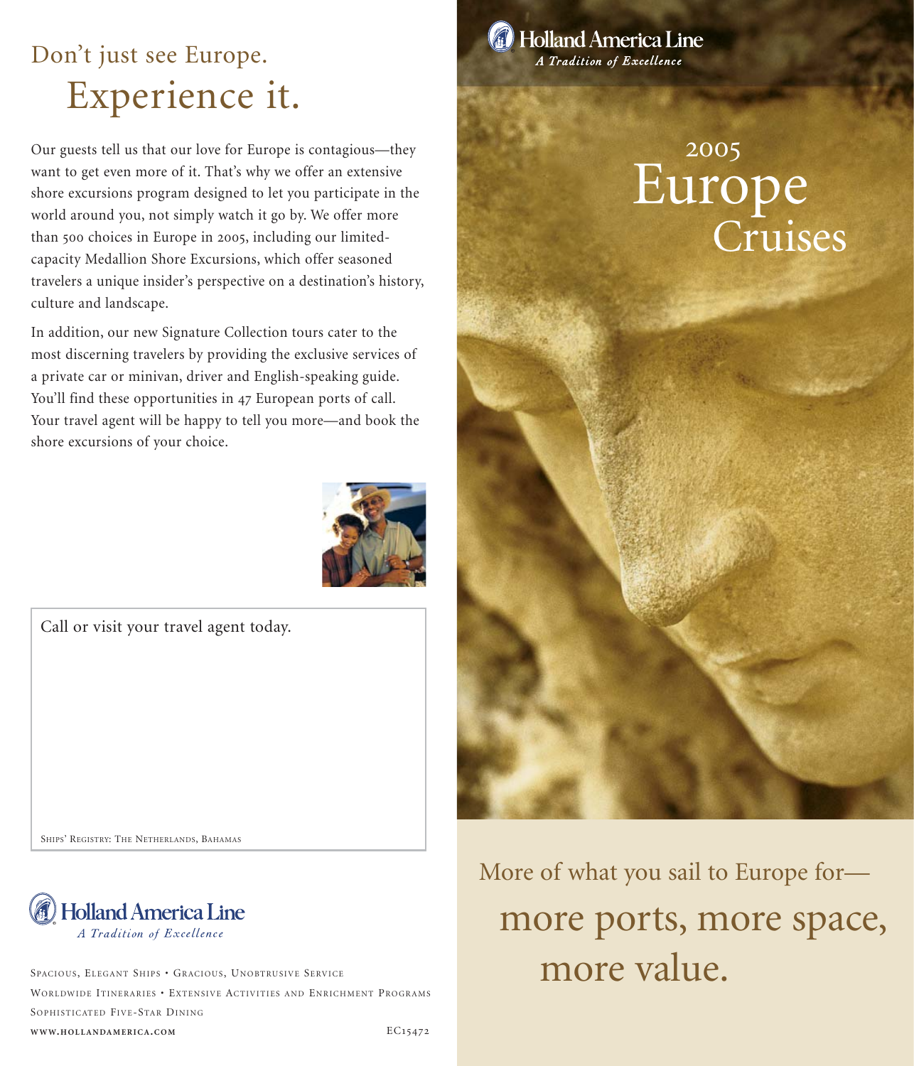# Don't just see Europe.
# Experience it.

Our guests tell us that our love for Europe is contagious—they want to get even more of it. That's why we offer an extensive shore excursions program designed to let you participate in the world around you, not simply watch it go by. We offer more than 500 choices in Europe in 2005, including our limited-capacity Medallion Shore Excursions, which offer seasoned travelers a unique insider's perspective on a destination's history, culture and landscape.

In addition, our new Signature Collection tours cater to the most discerning travelers by providing the exclusive services of a private car or minivan, driver and English-speaking guide. You'll find these opportunities in 47 European ports of call. Your travel agent will be happy to tell you more—and book the shore excursions of your choice.

Call or visit your travel agent today.

Ships' Registry: The Netherlands, Bahamas

**Holland America Line**
*A Tradition of Excellence*

Spacious, Elegant Ships • Gracious, Unobtrusive Service
Worldwide Itineraries • Extensive Activities and Enrichment Programs
Sophisticated Five-Star Dining

**www.hollandamerica.com**

EC15472

**Holland America Line**
*A Tradition of Excellence*

# 2005 Europe Cruises

More of what you sail to Europe for—
more ports, more space, more value.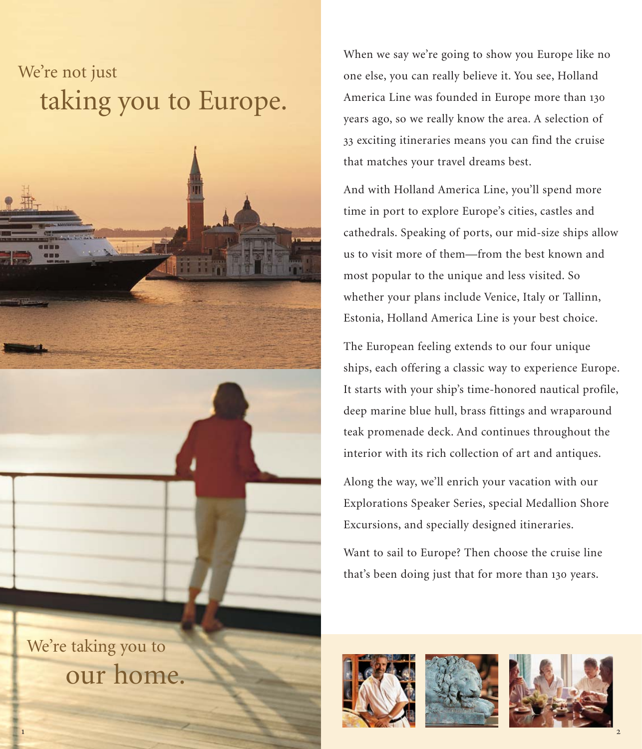# We're not just taking you to Europe.

# We're taking you to our home.

When we say we're going to show you Europe like no one else, you can really believe it. You see, Holland America Line was founded in Europe more than 130 years ago, so we really know the area. A selection of 33 exciting itineraries means you can find the cruise that matches your travel dreams best.

And with Holland America Line, you'll spend more time in port to explore Europe's cities, castles and cathedrals. Speaking of ports, our mid-size ships allow us to visit more of them—from the best known and most popular to the unique and less visited. So whether your plans include Venice, Italy or Tallinn, Estonia, Holland America Line is your best choice.

The European feeling extends to our four unique ships, each offering a classic way to experience Europe. It starts with your ship's time-honored nautical profile, deep marine blue hull, brass fittings and wraparound teak promenade deck. And continues throughout the interior with its rich collection of art and antiques.

Along the way, we'll enrich your vacation with our Explorations Speaker Series, special Medallion Shore Excursions, and specially designed itineraries.

Want to sail to Europe? Then choose the cruise line that's been doing just that for more than 130 years.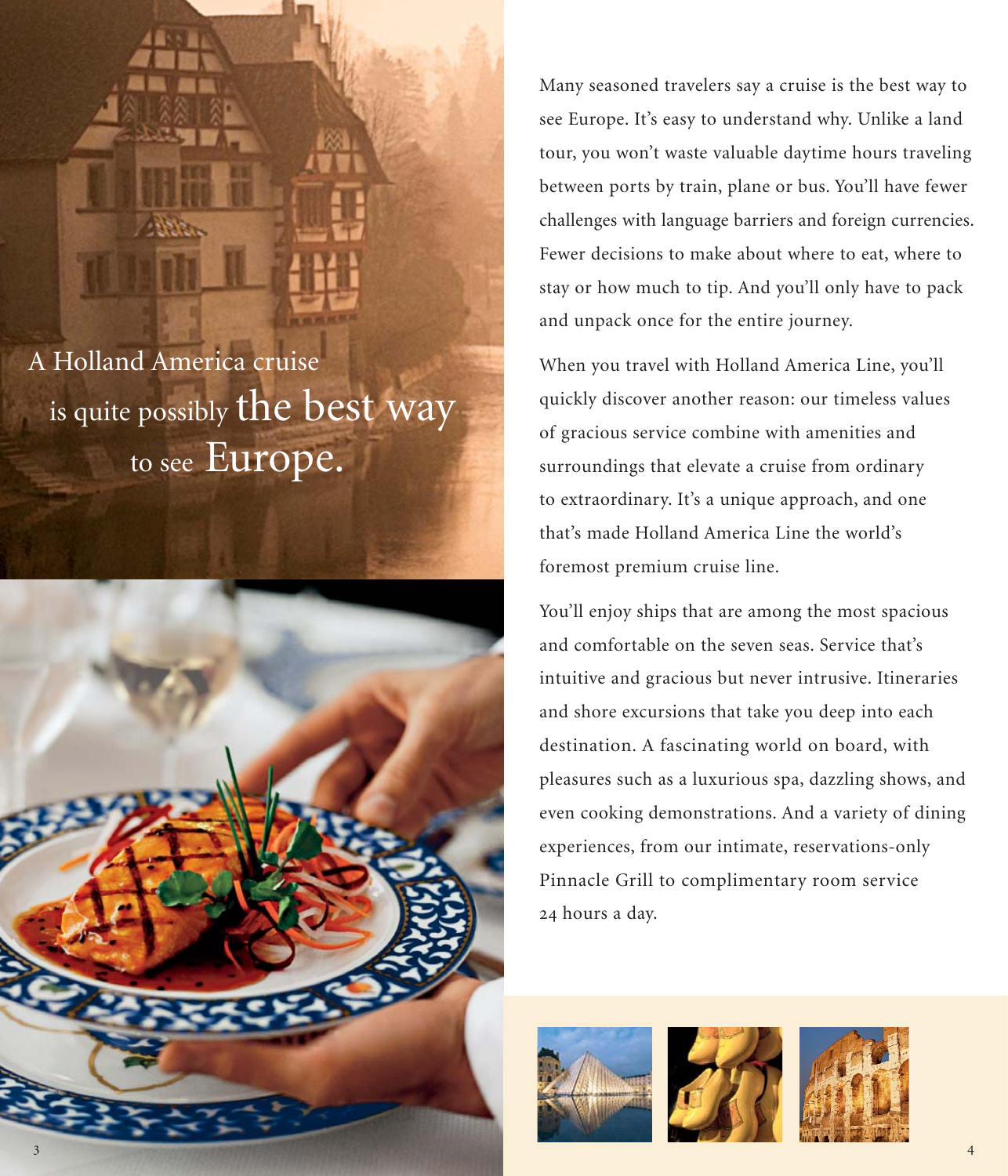# A Holland America cruise is quite possibly the best way to see Europe.

Many seasoned travelers say a cruise is the best way to see Europe. It's easy to understand why. Unlike a land tour, you won't waste valuable daytime hours traveling between ports by train, plane or bus. You'll have fewer challenges with language barriers and foreign currencies. Fewer decisions to make about where to eat, where to stay or how much to tip. And you'll only have to pack and unpack once for the entire journey.

When you travel with Holland America Line, you'll quickly discover another reason: our timeless values of gracious service combine with amenities and surroundings that elevate a cruise from ordinary to extraordinary. It's a unique approach, and one that's made Holland America Line the world's foremost premium cruise line.

You'll enjoy ships that are among the most spacious and comfortable on the seven seas. Service that's intuitive and gracious but never intrusive. Itineraries and shore excursions that take you deep into each destination. A fascinating world on board, with pleasures such as a luxurious spa, dazzling shows, and even cooking demonstrations. And a variety of dining experiences, from our intimate, reservations-only Pinnacle Grill to complimentary room service 24 hours a day.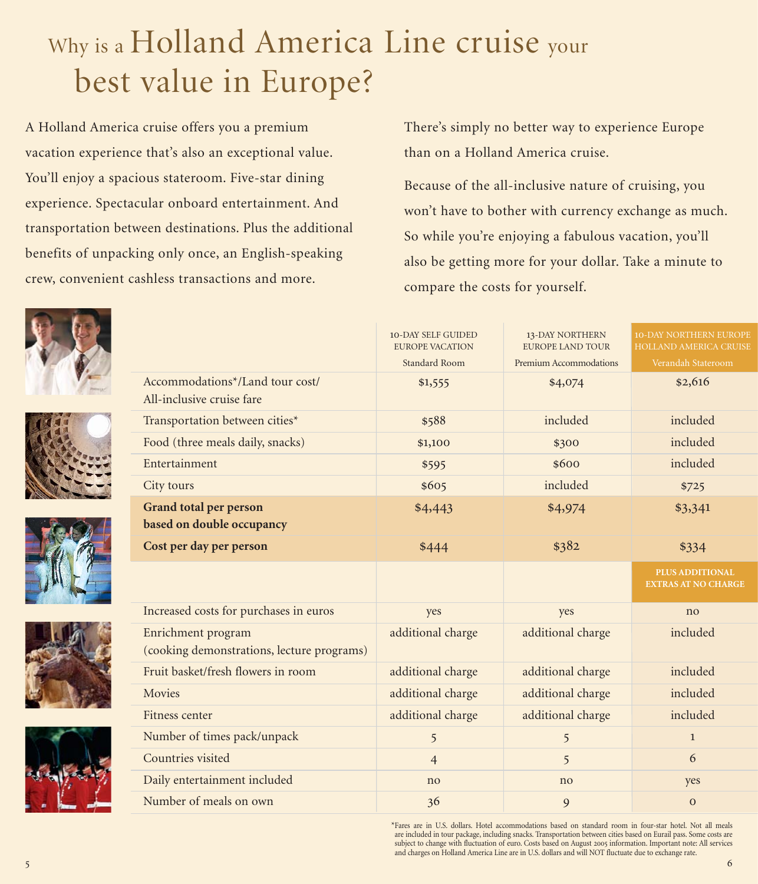# Why is a Holland America Line cruise your best value in Europe?

A Holland America cruise offers you a premium vacation experience that's also an exceptional value. You'll enjoy a spacious stateroom. Five-star dining experience. Spectacular onboard entertainment. And transportation between destinations. Plus the additional benefits of unpacking only once, an English-speaking crew, convenient cashless transactions and more.

There's simply no better way to experience Europe than on a Holland America cruise.

Because of the all-inclusive nature of cruising, you won't have to bother with currency exchange as much. So while you're enjoying a fabulous vacation, you'll also be getting more for your dollar. Take a minute to compare the costs for yourself.

| | 10-DAY SELF GUIDED EUROPE VACATION Standard Room | 13-DAY NORTHERN EUROPE LAND TOUR Premium Accommodations | 10-DAY NORTHERN EUROPE HOLLAND AMERICA CRUISE Verandah Stateroom |
|---|---|---|---|
| Accommodations*/Land tour cost/ All-inclusive cruise fare | $1,555 | $4,074 | $2,616 |
| Transportation between cities* | $588 | included | included |
| Food (three meals daily, snacks) | $1,100 | $300 | included |
| Entertainment | $595 | $600 | included |
| City tours | $605 | included | $725 |
| **Grand total per person based on double occupancy** | $4,443 | $4,974 | $3,341 |
| **Cost per day per person** | $444 | $382 | $334 |
| | | | **PLUS ADDITIONAL EXTRAS AT NO CHARGE** |
| Increased costs for purchases in euros | yes | yes | no |
| Enrichment program (cooking demonstrations, lecture programs) | additional charge | additional charge | included |
| Fruit basket/fresh flowers in room | additional charge | additional charge | included |
| Movies | additional charge | additional charge | included |
| Fitness center | additional charge | additional charge | included |
| Number of times pack/unpack | 5 | 5 | 1 |
| Countries visited | 4 | 5 | 6 |
| Daily entertainment included | no | no | yes |
| Number of meals on own | 36 | 9 | 0 |

*Fares are in U.S. dollars. Hotel accommodations based on standard room in four-star hotel. Not all meals are included in tour package, including snacks. Transportation between cities based on Eurail pass. Some costs are subject to change with fluctuation of euro. Costs based on August 2005 information. Important note: All services and charges on Holland America Line are in U.S. dollars and will NOT fluctuate due to exchange rate.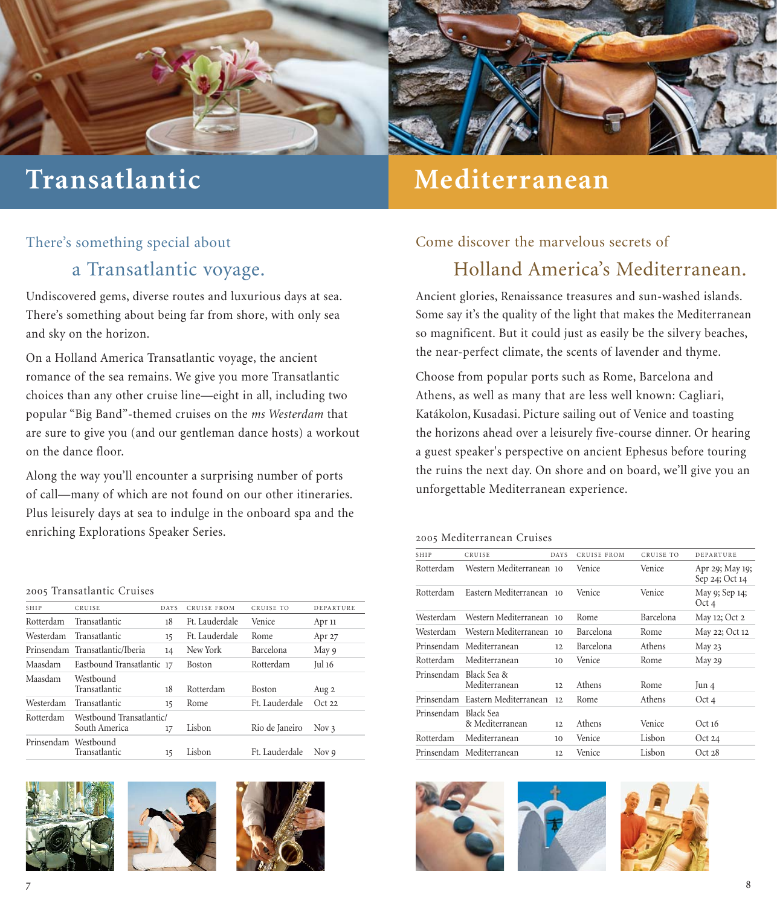# Transatlantic

## There's something special about a Transatlantic voyage.

Undiscovered gems, diverse routes and luxurious days at sea. There's something about being far from shore, with only sea and sky on the horizon.

On a Holland America Transatlantic voyage, the ancient romance of the sea remains. We give you more Transatlantic choices than any other cruise line—eight in all, including two popular "Big Band"-themed cruises on the *ms Westerdam* that are sure to give you (and our gentleman dance hosts) a workout on the dance floor.

Along the way you'll encounter a surprising number of ports of call—many of which are not found on our other itineraries. Plus leisurely days at sea to indulge in the onboard spa and the enriching Explorations Speaker Series.

### 2005 Transatlantic Cruises

| SHIP | CRUISE | DAYS | CRUISE FROM | CRUISE TO | DEPARTURE |
|---|---|---|---|---|---|
| Rotterdam | Transatlantic | 18 | Ft. Lauderdale | Venice | Apr 11 |
| Westerdam | Transatlantic | 15 | Ft. Lauderdale | Rome | Apr 27 |
| Prinsendam | Transatlantic/Iberia | 14 | New York | Barcelona | May 9 |
| Maasdam | Eastbound Transatlantic | 17 | Boston | Rotterdam | Jul 16 |
| Maasdam | Westbound Transatlantic | 18 | Rotterdam | Boston | Aug 2 |
| Westerdam | Transatlantic | 15 | Rome | Ft. Lauderdale | Oct 22 |
| Rotterdam | Westbound Transatlantic/ South America | 17 | Lisbon | Rio de Janeiro | Nov 3 |
| Prinsendam | Westbound Transatlantic | 15 | Lisbon | Ft. Lauderdale | Nov 9 |

# Mediterranean

## Come discover the marvelous secrets of Holland America's Mediterranean.

Ancient glories, Renaissance treasures and sun-washed islands. Some say it's the quality of the light that makes the Mediterranean so magnificent. But it could just as easily be the silvery beaches, the near-perfect climate, the scents of lavender and thyme.

Choose from popular ports such as Rome, Barcelona and Athens, as well as many that are less well known: Cagliari, Katákolon, Kusadasi. Picture sailing out of Venice and toasting the horizons ahead over a leisurely five-course dinner. Or hearing a guest speaker's perspective on ancient Ephesus before touring the ruins the next day. On shore and on board, we'll give you an unforgettable Mediterranean experience.

### 2005 Mediterranean Cruises

| SHIP | CRUISE | DAYS | CRUISE FROM | CRUISE TO | DEPARTURE |
|---|---|---|---|---|---|
| Rotterdam | Western Mediterranean | 10 | Venice | Venice | Apr 29; May 19; Sep 24; Oct 14 |
| Rotterdam | Eastern Mediterranean | 10 | Venice | Venice | May 9; Sep 14; Oct 4 |
| Westerdam | Western Mediterranean | 10 | Rome | Barcelona | May 12; Oct 2 |
| Westerdam | Western Mediterranean | 10 | Barcelona | Rome | May 22; Oct 12 |
| Prinsendam | Mediterranean | 12 | Barcelona | Athens | May 23 |
| Rotterdam | Mediterranean | 10 | Venice | Rome | May 29 |
| Prinsendam | Black Sea & Mediterranean | 12 | Athens | Rome | Jun 4 |
| Prinsendam | Eastern Mediterranean | 12 | Rome | Athens | Oct 4 |
| Prinsendam | Black Sea & Mediterranean | 12 | Athens | Venice | Oct 16 |
| Rotterdam | Mediterranean | 10 | Venice | Lisbon | Oct 24 |
| Prinsendam | Mediterranean | 12 | Venice | Lisbon | Oct 28 |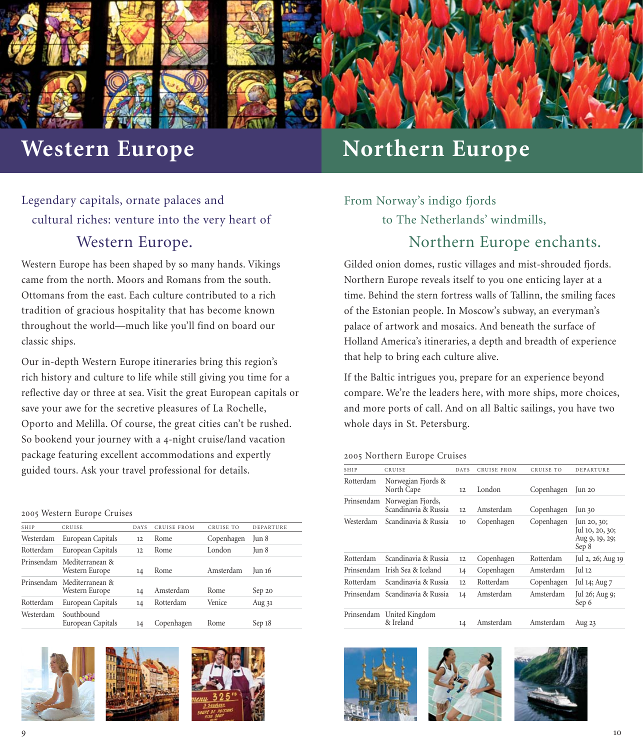# Western Europe

## Legendary capitals, ornate palaces and cultural riches: venture into the very heart of Western Europe.

Western Europe has been shaped by so many hands. Vikings came from the north. Moors and Romans from the south. Ottomans from the east. Each culture contributed to a rich tradition of gracious hospitality that has become known throughout the world—much like you'll find on board our classic ships.

Our in-depth Western Europe itineraries bring this region's rich history and culture to life while still giving you time for a reflective day or three at sea. Visit the great European capitals or save your awe for the secretive pleasures of La Rochelle, Oporto and Melilla. Of course, the great cities can't be rushed. So bookend your journey with a 4-night cruise/land vacation package featuring excellent accommodations and expertly guided tours. Ask your travel professional for details.

2005 Western Europe Cruises

| SHIP | CRUISE | DAYS | CRUISE FROM | CRUISE TO | DEPARTURE |
|---|---|---|---|---|---|
| Westerdam | European Capitals | 12 | Rome | Copenhagen | Jun 8 |
| Rotterdam | European Capitals | 12 | Rome | London | Jun 8 |
| Prinsendam | Mediterranean & Western Europe | 14 | Rome | Amsterdam | Jun 16 |
| Prinsendam | Mediterranean & Western Europe | 14 | Amsterdam | Rome | Sep 20 |
| Rotterdam | European Capitals | 14 | Rotterdam | Venice | Aug 31 |
| Westerdam | Southbound European Capitals | 14 | Copenhagen | Rome | Sep 18 |

# Northern Europe

## From Norway's indigo fjords to The Netherlands' windmills, Northern Europe enchants.

Gilded onion domes, rustic villages and mist-shrouded fjords. Northern Europe reveals itself to you one enticing layer at a time. Behind the stern fortress walls of Tallinn, the smiling faces of the Estonian people. In Moscow's subway, an everyman's palace of artwork and mosaics. And beneath the surface of Holland America's itineraries, a depth and breadth of experience that help to bring each culture alive.

If the Baltic intrigues you, prepare for an experience beyond compare. We're the leaders here, with more ships, more choices, and more ports of call. And on all Baltic sailings, you have two whole days in St. Petersburg.

2005 Northern Europe Cruises

| SHIP | CRUISE | DAYS | CRUISE FROM | CRUISE TO | DEPARTURE |
|---|---|---|---|---|---|
| Rotterdam | Norwegian Fjords & North Cape | 12 | London | Copenhagen | Jun 20 |
| Prinsendam | Norwegian Fjords, Scandinavia & Russia | 12 | Amsterdam | Copenhagen | Jun 30 |
| Westerdam | Scandinavia & Russia | 10 | Copenhagen | Copenhagen | Jun 20, 30; Jul 10, 20, 30; Aug 9, 19, 29; Sep 8 |
| Rotterdam | Scandinavia & Russia | 12 | Copenhagen | Rotterdam | Jul 2, 26; Aug 19 |
| Prinsendam | Irish Sea & Iceland | 14 | Copenhagen | Amsterdam | Jul 12 |
| Rotterdam | Scandinavia & Russia | 12 | Rotterdam | Copenhagen | Jul 14; Aug 7 |
| Prinsendam | Scandinavia & Russia | 14 | Amsterdam | Amsterdam | Jul 26; Aug 9; Sep 6 |
| Prinsendam | United Kingdom & Ireland | 14 | Amsterdam | Amsterdam | Aug 23 |